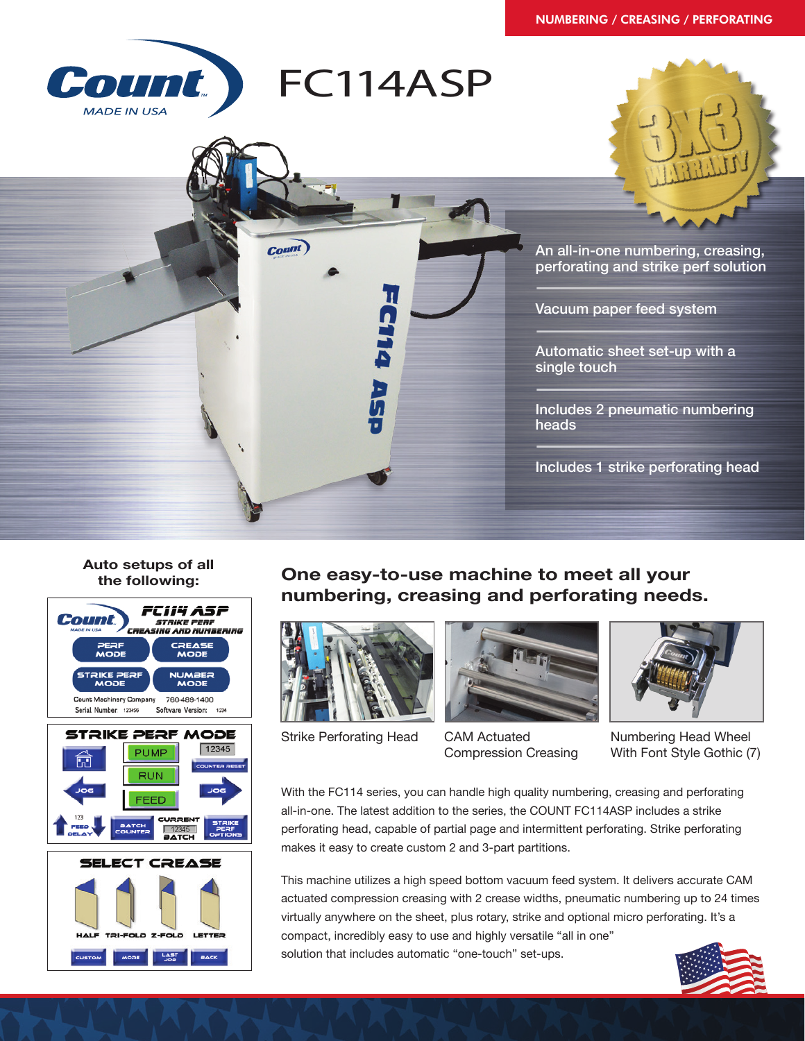NUMBERING / CREASING / PERFORATING

# FC114ASP

- An all-in-one numbering, creasing, perforating and strike perf solution
- Vacuum paper feed system
- Automatic sheet set-up with a single touch
- Includes 2 pneumatic numbering heads
- Includes 1 strike perforating head

**Auto setups of all the following:**

## One easy-to-use machine to meet all your numbering, creasing and perforating needs.

Strike Perforating Head

CAM Actuated Compression Creasing

Numbering Head Wheel With Font Style Gothic (7)

With the FC114 series, you can handle high quality numbering, creasing and perforating all-in-one. The latest addition to the series, the COUNT FC114ASP includes a strike perforating head, capable of partial page and intermittent perforating. Strike perforating makes it easy to create custom 2 and 3-part partitions.

This machine utilizes a high speed bottom vacuum feed system. It delivers accurate CAM actuated compression creasing with 2 crease widths, pneumatic numbering up to 24 times virtually anywhere on the sheet, plus rotary, strike and optional micro perforating. It's a compact, incredibly easy to use and highly versatile "all in one" solution that includes automatic "one-touch" set-ups.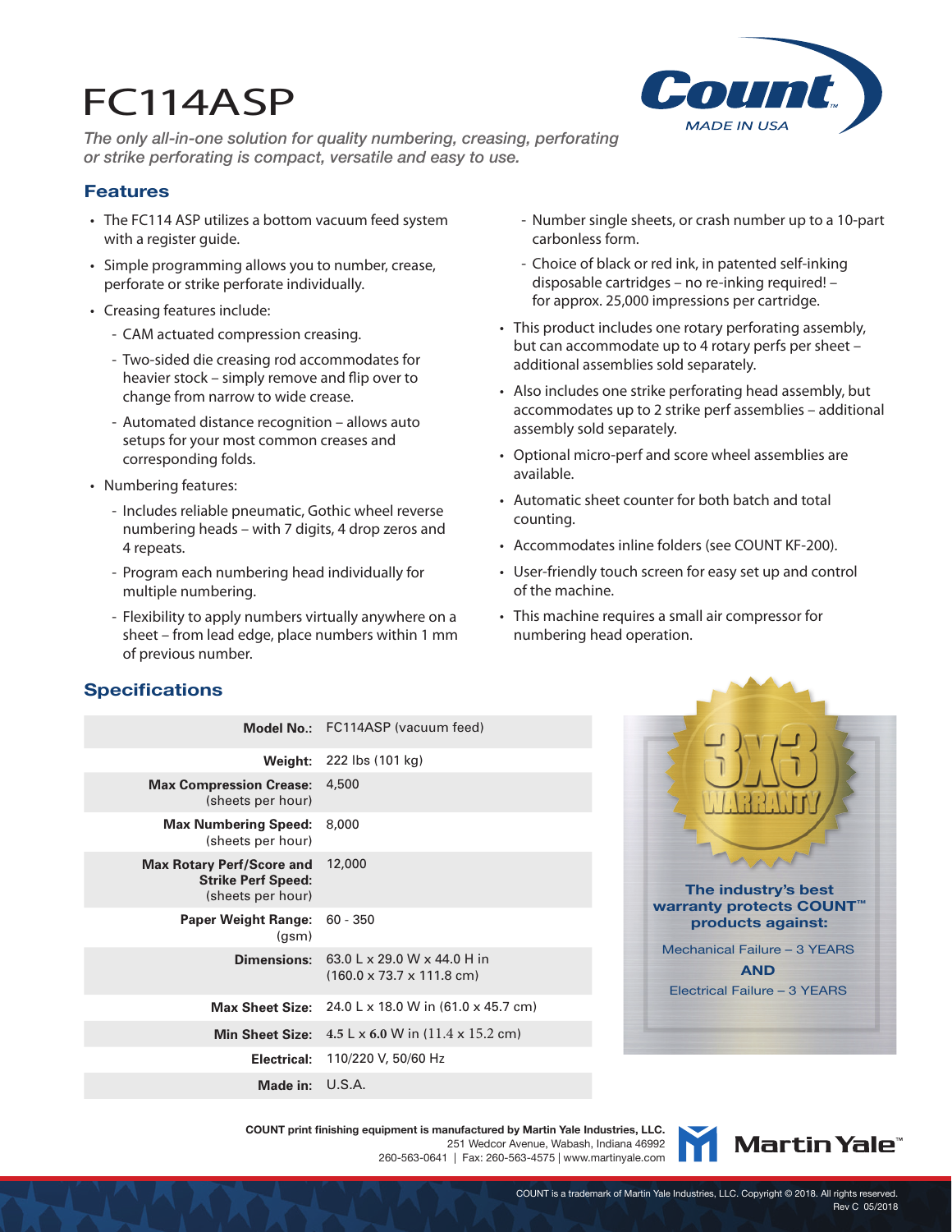# FC114ASP

Count™
MADE IN USA

*The only all-in-one solution for quality numbering, creasing, perforating or strike perforating is compact, versatile and easy to use.*

## Features

- The FC114 ASP utilizes a bottom vacuum feed system with a register guide.
- Simple programming allows you to number, crease, perforate or strike perforate individually.
- Creasing features include:
  - CAM actuated compression creasing.
  - Two-sided die creasing rod accommodates for heavier stock – simply remove and flip over to change from narrow to wide crease.
  - Automated distance recognition – allows auto setups for your most common creases and corresponding folds.
- Numbering features:
  - Includes reliable pneumatic, Gothic wheel reverse numbering heads – with 7 digits, 4 drop zeros and 4 repeats.
  - Program each numbering head individually for multiple numbering.
  - Flexibility to apply numbers virtually anywhere on a sheet – from lead edge, place numbers within 1 mm of previous number.
  - Number single sheets, or crash number up to a 10-part carbonless form.
  - Choice of black or red ink, in patented self-inking disposable cartridges – no re-inking required! – for approx. 25,000 impressions per cartridge.
- This product includes one rotary perforating assembly, but can accommodate up to 4 rotary perfs per sheet – additional assemblies sold separately.
- Also includes one strike perforating head assembly, but accommodates up to 2 strike perf assemblies – additional assembly sold separately.
- Optional micro-perf and score wheel assemblies are available.
- Automatic sheet counter for both batch and total counting.
- Accommodates inline folders (see COUNT KF-200).
- User-friendly touch screen for easy set up and control of the machine.
- This machine requires a small air compressor for numbering head operation.

## Specifications

| | |
|---|---|
| **Model No.:** | FC114ASP (vacuum feed) |
| **Weight:** | 222 lbs (101 kg) |
| **Max Compression Crease:** (sheets per hour) | 4,500 |
| **Max Numbering Speed:** (sheets per hour) | 8,000 |
| **Max Rotary Perf/Score and Strike Perf Speed:** (sheets per hour) | 12,000 |
| **Paper Weight Range:** (gsm) | 60 - 350 |
| **Dimensions:** | 63.0 L x 29.0 W x 44.0 H in (160.0 x 73.7 x 111.8 cm) |
| **Max Sheet Size:** | 24.0 L x 18.0 W in (61.0 x 45.7 cm) |
| **Min Sheet Size:** | 4.5 L x 6.0 W in (11.4 x 15.2 cm) |
| **Electrical:** | 110/220 V, 50/60 Hz |
| **Made in:** | U.S.A. |

3X3 WARRANTY

**The industry's best warranty protects COUNT™ products against:**

Mechanical Failure – 3 YEARS

**AND**

Electrical Failure – 3 YEARS

**COUNT print finishing equipment is manufactured by Martin Yale Industries, LLC.**
251 Wedcor Avenue, Wabash, Indiana 46992
260-563-0641 | Fax: 260-563-4575 | www.martinyale.com

Martin Yale™

COUNT is a trademark of Martin Yale Industries, LLC. Copyright © 2018. All rights reserved.
Rev C 05/2018